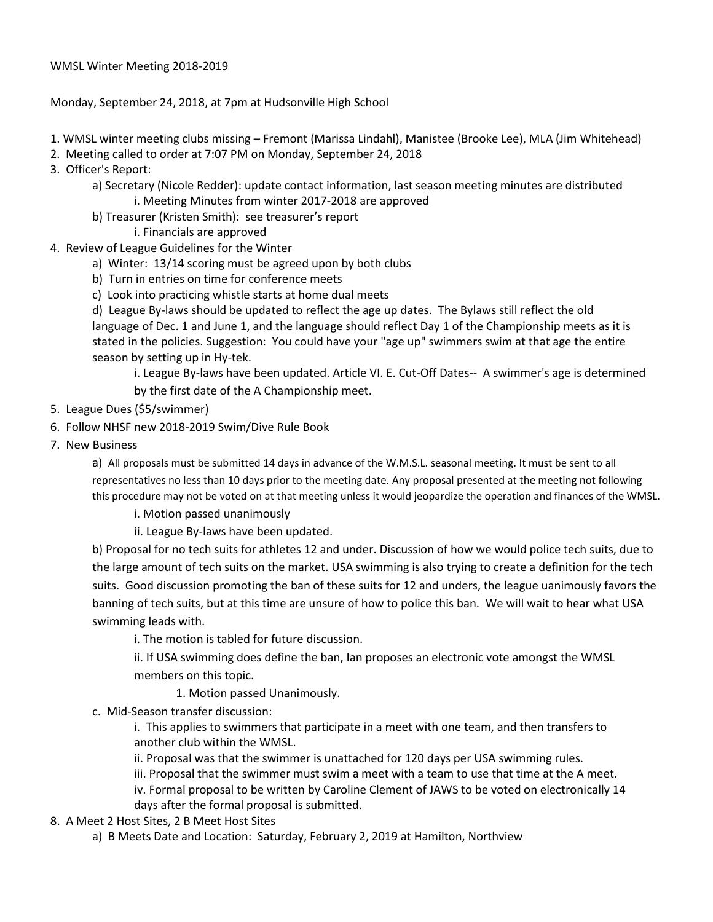WMSL Winter Meeting 2018-2019

Monday, September 24, 2018, at 7pm at Hudsonville High School

1. WMSL winter meeting clubs missing – Fremont (Marissa Lindahl), Manistee (Brooke Lee), MLA (Jim Whitehead)
2. Meeting called to order at 7:07 PM on Monday, September 24, 2018
3. Officer's Report:
   - a) Secretary (Nicole Redder): update contact information, last season meeting minutes are distributed
     - i. Meeting Minutes from winter 2017-2018 are approved
   - b) Treasurer (Kristen Smith): see treasurer's report
     - i. Financials are approved
4. Review of League Guidelines for the Winter
   - a) Winter: 13/14 scoring must be agreed upon by both clubs
   - b) Turn in entries on time for conference meets
   - c) Look into practicing whistle starts at home dual meets
   - d) League By-laws should be updated to reflect the age up dates. The Bylaws still reflect the old language of Dec. 1 and June 1, and the language should reflect Day 1 of the Championship meets as it is stated in the policies. Suggestion: You could have your "age up" swimmers swim at that age the entire season by setting up in Hy-tek.
     - i. League By-laws have been updated. Article VI. E. Cut-Off Dates-- A swimmer's age is determined by the first date of the A Championship meet.
5. League Dues ($5/swimmer)
6. Follow NHSF new 2018-2019 Swim/Dive Rule Book
7. New Business
   - a) All proposals must be submitted 14 days in advance of the W.M.S.L. seasonal meeting. It must be sent to all representatives no less than 10 days prior to the meeting date. Any proposal presented at the meeting not following this procedure may not be voted on at that meeting unless it would jeopardize the operation and finances of the WMSL.
     - i. Motion passed unanimously
     - ii. League By-laws have been updated.
   - b) Proposal for no tech suits for athletes 12 and under. Discussion of how we would police tech suits, due to the large amount of tech suits on the market. USA swimming is also trying to create a definition for the tech suits. Good discussion promoting the ban of these suits for 12 and unders, the league uanimously favors the banning of tech suits, but at this time are unsure of how to police this ban. We will wait to hear what USA swimming leads with.
     - i. The motion is tabled for future discussion.
     - ii. If USA swimming does define the ban, Ian proposes an electronic vote amongst the WMSL members on this topic.
       1. Motion passed Unanimously.
   - c. Mid-Season transfer discussion:
     - i. This applies to swimmers that participate in a meet with one team, and then transfers to another club within the WMSL.
     - ii. Proposal was that the swimmer is unattached for 120 days per USA swimming rules.
     - iii. Proposal that the swimmer must swim a meet with a team to use that time at the A meet.
     - iv. Formal proposal to be written by Caroline Clement of JAWS to be voted on electronically 14 days after the formal proposal is submitted.
8. A Meet 2 Host Sites, 2 B Meet Host Sites
   - a) B Meets Date and Location: Saturday, February 2, 2019 at Hamilton, Northview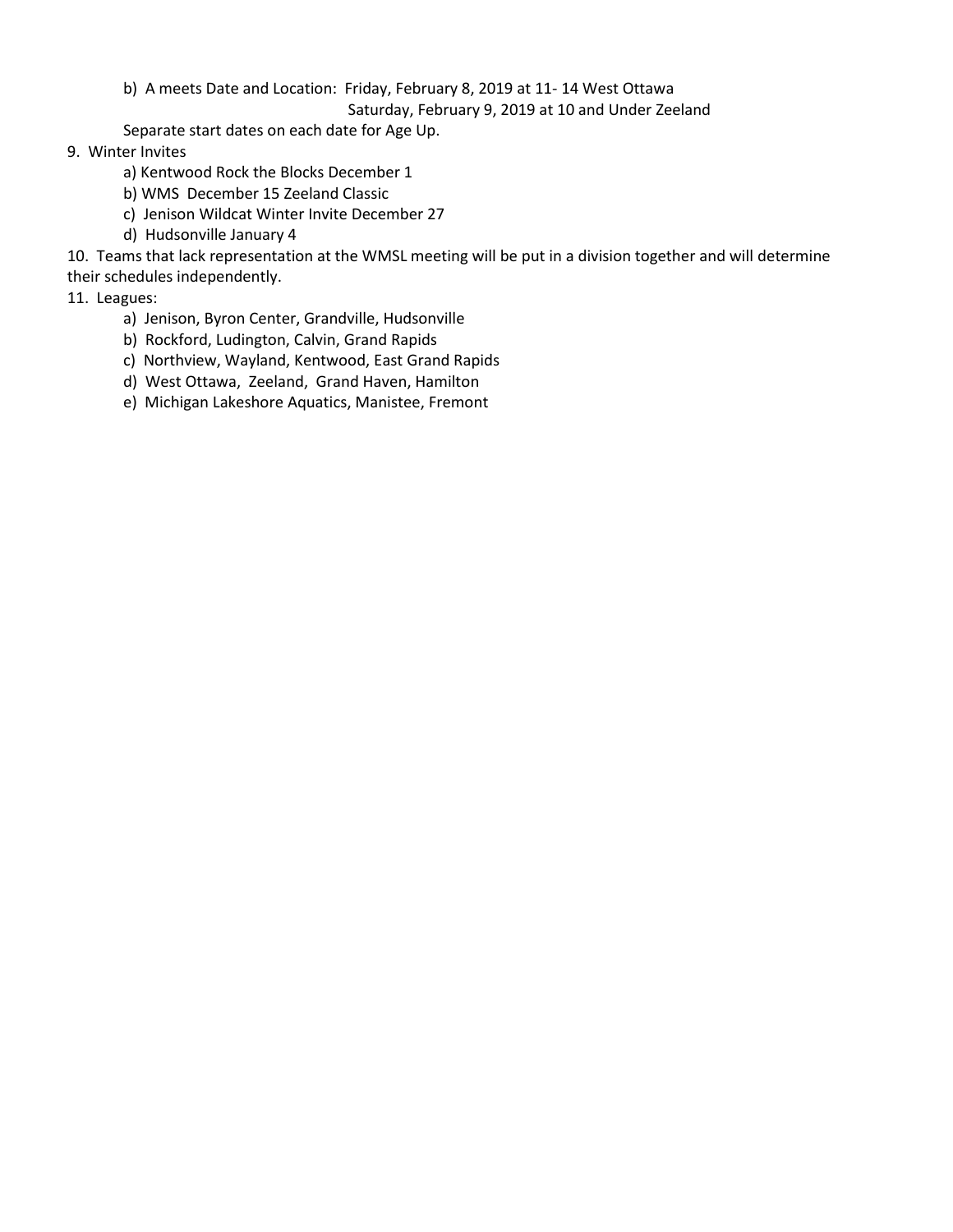b) A meets Date and Location: Friday, February 8, 2019 at 11- 14 West Ottawa
Saturday, February 9, 2019 at 10 and Under Zeeland

Separate start dates on each date for Age Up.

9. Winter Invites
   a) Kentwood Rock the Blocks December 1
   b) WMS December 15 Zeeland Classic
   c) Jenison Wildcat Winter Invite December 27
   d) Hudsonville January 4

10. Teams that lack representation at the WMSL meeting will be put in a division together and will determine their schedules independently.

11. Leagues:
   a) Jenison, Byron Center, Grandville, Hudsonville
   b) Rockford, Ludington, Calvin, Grand Rapids
   c) Northview, Wayland, Kentwood, East Grand Rapids
   d) West Ottawa, Zeeland, Grand Haven, Hamilton
   e) Michigan Lakeshore Aquatics, Manistee, Fremont